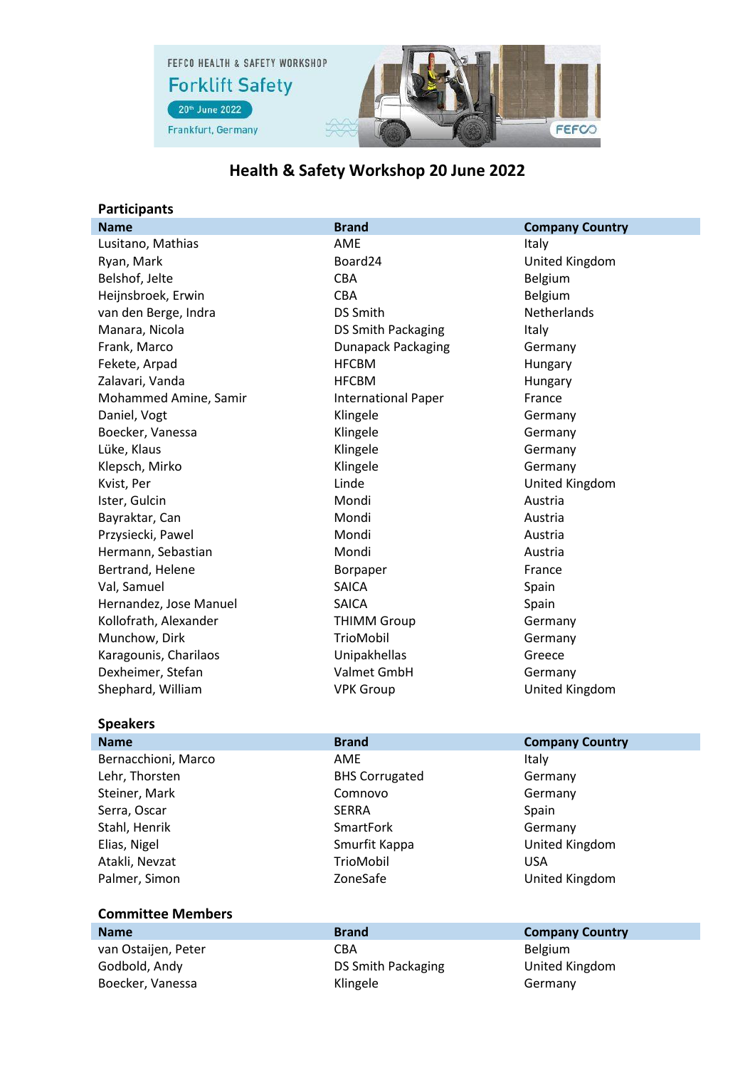FEFCO HEALTH & SAFETY WORKSHOP

Forklift Safety

20th June 2022

Frankfurt, Germany

# Health & Safety Workshop 20 June 2022

## Participants

| Name | Brand | Company Country |
|---|---|---|
| Lusitano, Mathias | AME | Italy |
| Ryan, Mark | Board24 | United Kingdom |
| Belshof, Jelte | CBA | Belgium |
| Heijnsbroek, Erwin | CBA | Belgium |
| van den Berge, Indra | DS Smith | Netherlands |
| Manara, Nicola | DS Smith Packaging | Italy |
| Frank, Marco | Dunapack Packaging | Germany |
| Fekete, Arpad | HFCBM | Hungary |
| Zalavari, Vanda | HFCBM | Hungary |
| Mohammed Amine, Samir | International Paper | France |
| Daniel, Vogt | Klingele | Germany |
| Boecker, Vanessa | Klingele | Germany |
| Lüke, Klaus | Klingele | Germany |
| Klepsch, Mirko | Klingele | Germany |
| Kvist, Per | Linde | United Kingdom |
| Ister, Gulcin | Mondi | Austria |
| Bayraktar, Can | Mondi | Austria |
| Przysiecki, Pawel | Mondi | Austria |
| Hermann, Sebastian | Mondi | Austria |
| Bertrand, Helene | Borpaper | France |
| Val, Samuel | SAICA | Spain |
| Hernandez, Jose Manuel | SAICA | Spain |
| Kollofrath, Alexander | THIMM Group | Germany |
| Munchow, Dirk | TrioMobil | Germany |
| Karagounis, Charilaos | Unipakhellas | Greece |
| Dexheimer, Stefan | Valmet GmbH | Germany |
| Shephard, William | VPK Group | United Kingdom |

## Speakers

| Name | Brand | Company Country |
|---|---|---|
| Bernacchioni, Marco | AME | Italy |
| Lehr, Thorsten | BHS Corrugated | Germany |
| Steiner, Mark | Comnovo | Germany |
| Serra, Oscar | SERRA | Spain |
| Stahl, Henrik | SmartFork | Germany |
| Elias, Nigel | Smurfit Kappa | United Kingdom |
| Atakli, Nevzat | TrioMobil | USA |
| Palmer, Simon | ZoneSafe | United Kingdom |

## Committee Members

| Name | Brand | Company Country |
|---|---|---|
| van Ostaijen, Peter | CBA | Belgium |
| Godbold, Andy | DS Smith Packaging | United Kingdom |
| Boecker, Vanessa | Klingele | Germany |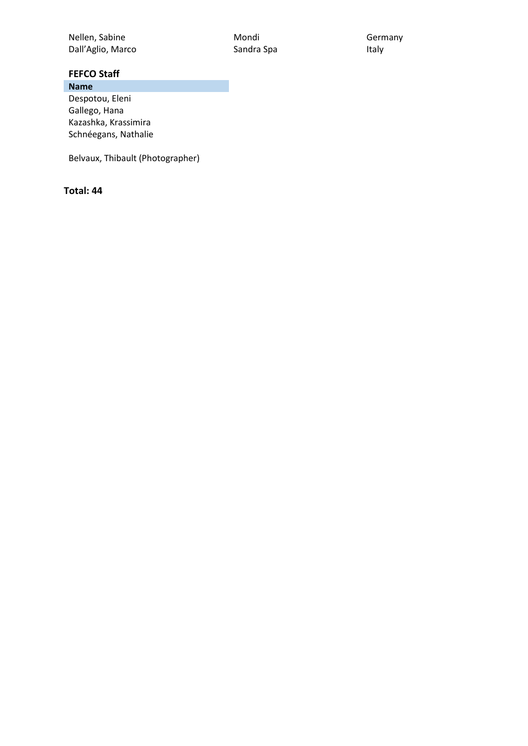| | | |
|---|---|---|
| Nellen, Sabine | Mondi | Germany |
| Dall'Aglio, Marco | Sandra Spa | Italy |

**FEFCO Staff**

| Name |
|---|
| Despotou, Eleni |
| Gallego, Hana |
| Kazashka, Krassimira |
| Schnéegans, Nathalie |

Belvaux, Thibault (Photographer)

**Total: 44**